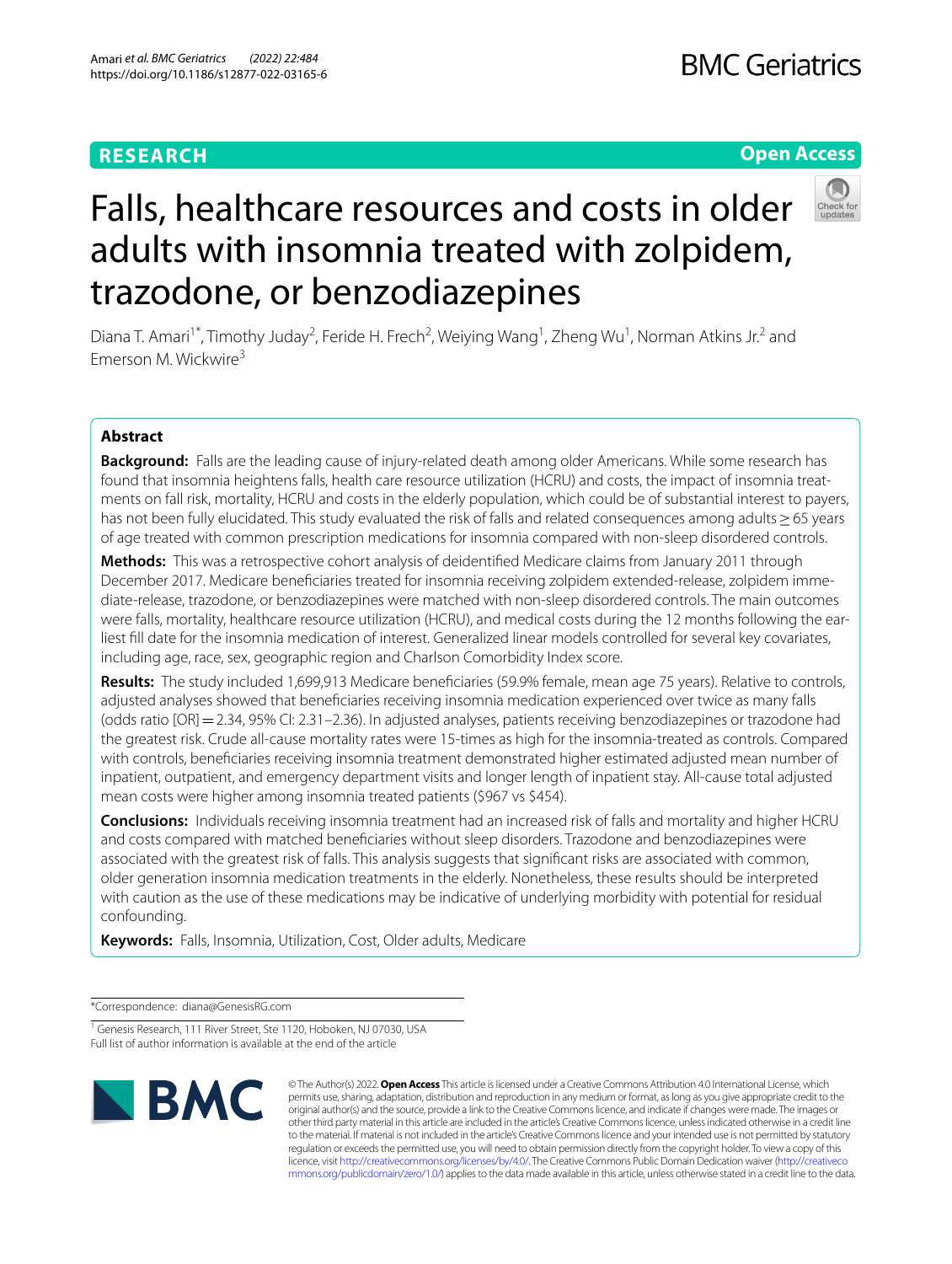RESEARCH

Open Access

# Falls, healthcare resources and costs in older adults with insomnia treated with zolpidem, trazodone, or benzodiazepines

Diana T. Amari[1*], Timothy Juday[2], Feride H. Frech[2], Weiying Wang[1], Zheng Wu[1], Norman Atkins Jr.[2] and Emerson M. Wickwire[3]

## Abstract

**Background:** Falls are the leading cause of injury-related death among older Americans. While some research has found that insomnia heightens falls, health care resource utilization (HCRU) and costs, the impact of insomnia treatments on fall risk, mortality, HCRU and costs in the elderly population, which could be of substantial interest to payers, has not been fully elucidated. This study evaluated the risk of falls and related consequences among adults ≥ 65 years of age treated with common prescription medications for insomnia compared with non-sleep disordered controls.

**Methods:** This was a retrospective cohort analysis of deidentified Medicare claims from January 2011 through December 2017. Medicare beneficiaries treated for insomnia receiving zolpidem extended-release, zolpidem immediate-release, trazodone, or benzodiazepines were matched with non-sleep disordered controls. The main outcomes were falls, mortality, healthcare resource utilization (HCRU), and medical costs during the 12 months following the earliest fill date for the insomnia medication of interest. Generalized linear models controlled for several key covariates, including age, race, sex, geographic region and Charlson Comorbidity Index score.

**Results:** The study included 1,699,913 Medicare beneficiaries (59.9% female, mean age 75 years). Relative to controls, adjusted analyses showed that beneficiaries receiving insomnia medication experienced over twice as many falls (odds ratio [OR] = 2.34, 95% CI: 2.31–2.36). In adjusted analyses, patients receiving benzodiazepines or trazodone had the greatest risk. Crude all-cause mortality rates were 15-times as high for the insomnia-treated as controls. Compared with controls, beneficiaries receiving insomnia treatment demonstrated higher estimated adjusted mean number of inpatient, outpatient, and emergency department visits and longer length of inpatient stay. All-cause total adjusted mean costs were higher among insomnia treated patients ($967 vs $454).

**Conclusions:** Individuals receiving insomnia treatment had an increased risk of falls and mortality and higher HCRU and costs compared with matched beneficiaries without sleep disorders. Trazodone and benzodiazepines were associated with the greatest risk of falls. This analysis suggests that significant risks are associated with common, older generation insomnia medication treatments in the elderly. Nonetheless, these results should be interpreted with caution as the use of these medications may be indicative of underlying morbidity with potential for residual confounding.

**Keywords:** Falls, Insomnia, Utilization, Cost, Older adults, Medicare

*Correspondence: diana@GenesisRG.com

[1] Genesis Research, 111 River Street, Ste 1120, Hoboken, NJ 07030, USA
Full list of author information is available at the end of the article

© The Author(s) 2022. **Open Access** This article is licensed under a Creative Commons Attribution 4.0 International License, which permits use, sharing, adaptation, distribution and reproduction in any medium or format, as long as you give appropriate credit to the original author(s) and the source, provide a link to the Creative Commons licence, and indicate if changes were made. The images or other third party material in this article are included in the article's Creative Commons licence, unless indicated otherwise in a credit line to the material. If material is not included in the article's Creative Commons licence and your intended use is not permitted by statutory regulation or exceeds the permitted use, you will need to obtain permission directly from the copyright holder. To view a copy of this licence, visit http://creativecommons.org/licenses/by/4.0/. The Creative Commons Public Domain Dedication waiver (http://creativecommons.org/publicdomain/zero/1.0/) applies to the data made available in this article, unless otherwise stated in a credit line to the data.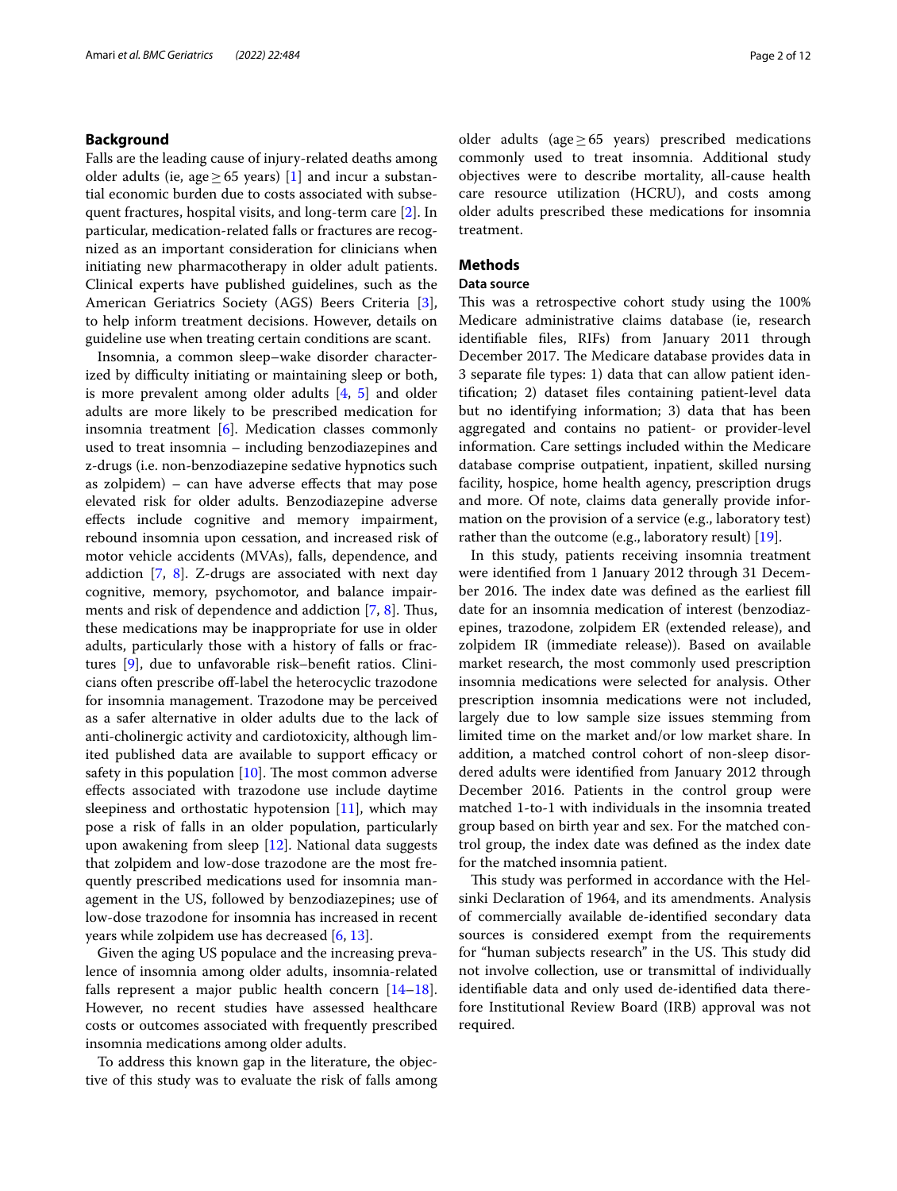## Background

Falls are the leading cause of injury-related deaths among older adults (ie, age ≥ 65 years) [1] and incur a substantial economic burden due to costs associated with subsequent fractures, hospital visits, and long-term care [2]. In particular, medication-related falls or fractures are recognized as an important consideration for clinicians when initiating new pharmacotherapy in older adult patients. Clinical experts have published guidelines, such as the American Geriatrics Society (AGS) Beers Criteria [3], to help inform treatment decisions. However, details on guideline use when treating certain conditions are scant.

Insomnia, a common sleep–wake disorder characterized by difficulty initiating or maintaining sleep or both, is more prevalent among older adults [4, 5] and older adults are more likely to be prescribed medication for insomnia treatment [6]. Medication classes commonly used to treat insomnia – including benzodiazepines and z-drugs (i.e. non-benzodiazepine sedative hypnotics such as zolpidem) – can have adverse effects that may pose elevated risk for older adults. Benzodiazepine adverse effects include cognitive and memory impairment, rebound insomnia upon cessation, and increased risk of motor vehicle accidents (MVAs), falls, dependence, and addiction [7, 8]. Z-drugs are associated with next day cognitive, memory, psychomotor, and balance impairments and risk of dependence and addiction [7, 8]. Thus, these medications may be inappropriate for use in older adults, particularly those with a history of falls or fractures [9], due to unfavorable risk–benefit ratios. Clinicians often prescribe off-label the heterocyclic trazodone for insomnia management. Trazodone may be perceived as a safer alternative in older adults due to the lack of anti-cholinergic activity and cardiotoxicity, although limited published data are available to support efficacy or safety in this population [10]. The most common adverse effects associated with trazodone use include daytime sleepiness and orthostatic hypotension [11], which may pose a risk of falls in an older population, particularly upon awakening from sleep [12]. National data suggests that zolpidem and low-dose trazodone are the most frequently prescribed medications used for insomnia management in the US, followed by benzodiazepines; use of low-dose trazodone for insomnia has increased in recent years while zolpidem use has decreased [6, 13].

Given the aging US populace and the increasing prevalence of insomnia among older adults, insomnia-related falls represent a major public health concern [14–18]. However, no recent studies have assessed healthcare costs or outcomes associated with frequently prescribed insomnia medications among older adults.

To address this known gap in the literature, the objective of this study was to evaluate the risk of falls among older adults (age ≥ 65 years) prescribed medications commonly used to treat insomnia. Additional study objectives were to describe mortality, all-cause health care resource utilization (HCRU), and costs among older adults prescribed these medications for insomnia treatment.

## Methods

### Data source

This was a retrospective cohort study using the 100% Medicare administrative claims database (ie, research identifiable files, RIFs) from January 2011 through December 2017. The Medicare database provides data in 3 separate file types: 1) data that can allow patient identification; 2) dataset files containing patient-level data but no identifying information; 3) data that has been aggregated and contains no patient- or provider-level information. Care settings included within the Medicare database comprise outpatient, inpatient, skilled nursing facility, hospice, home health agency, prescription drugs and more. Of note, claims data generally provide information on the provision of a service (e.g., laboratory test) rather than the outcome (e.g., laboratory result) [19].

In this study, patients receiving insomnia treatment were identified from 1 January 2012 through 31 December 2016. The index date was defined as the earliest fill date for an insomnia medication of interest (benzodiazepines, trazodone, zolpidem ER (extended release), and zolpidem IR (immediate release)). Based on available market research, the most commonly used prescription insomnia medications were selected for analysis. Other prescription insomnia medications were not included, largely due to low sample size issues stemming from limited time on the market and/or low market share. In addition, a matched control cohort of non-sleep disordered adults were identified from January 2012 through December 2016. Patients in the control group were matched 1-to-1 with individuals in the insomnia treated group based on birth year and sex. For the matched control group, the index date was defined as the index date for the matched insomnia patient.

This study was performed in accordance with the Helsinki Declaration of 1964, and its amendments. Analysis of commercially available de-identified secondary data sources is considered exempt from the requirements for "human subjects research" in the US. This study did not involve collection, use or transmittal of individually identifiable data and only used de-identified data therefore Institutional Review Board (IRB) approval was not required.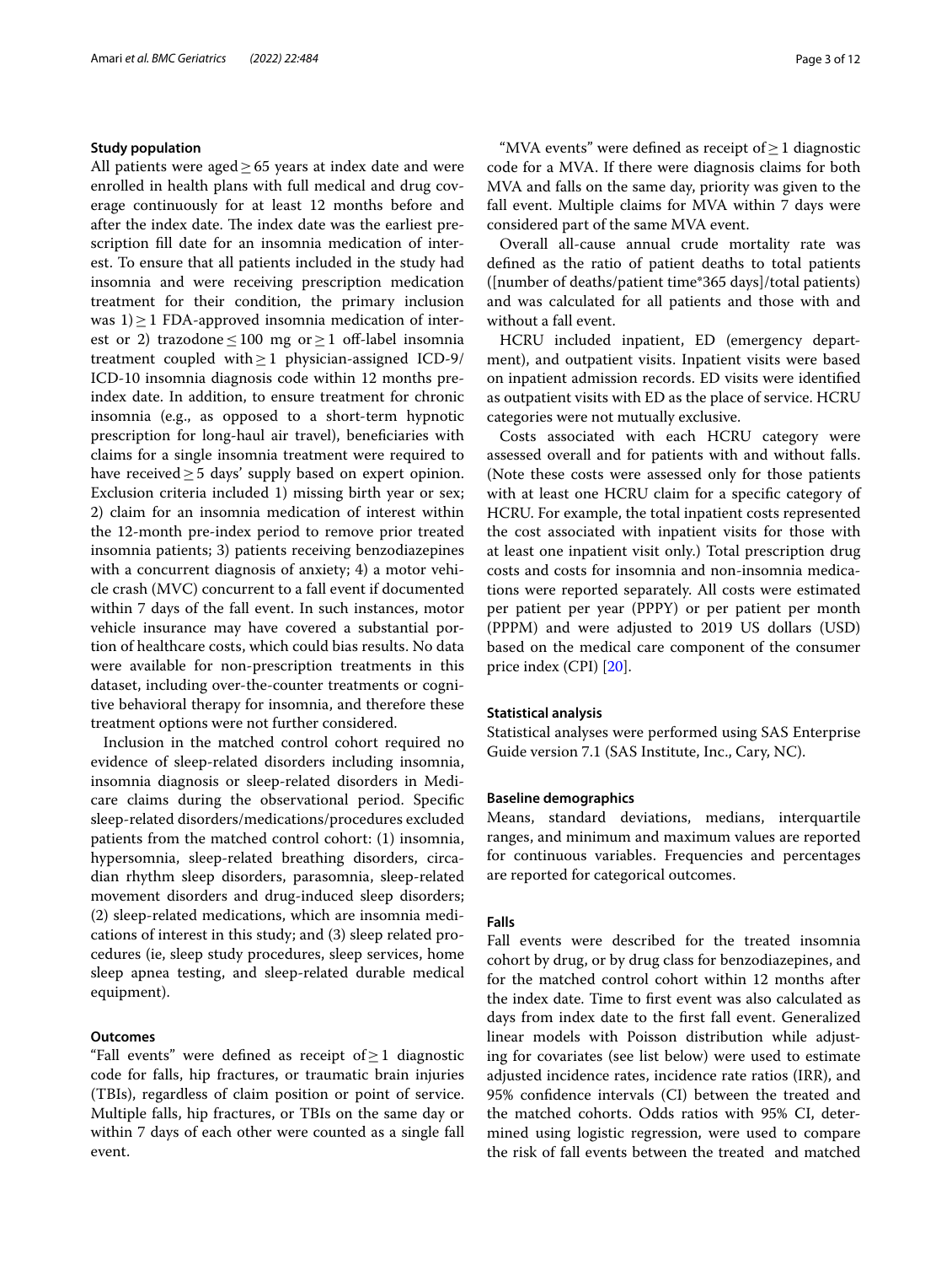### Study population

All patients were aged $\geq$ 65 years at index date and were enrolled in health plans with full medical and drug coverage continuously for at least 12 months before and after the index date. The index date was the earliest prescription fill date for an insomnia medication of interest. To ensure that all patients included in the study had insomnia and were receiving prescription medication treatment for their condition, the primary inclusion was 1) $\geq$ 1 FDA-approved insomnia medication of interest or 2) trazodone $\leq$ 100 mg or $\geq$ 1 off-label insomnia treatment coupled with $\geq$ 1 physician-assigned ICD-9/ICD-10 insomnia diagnosis code within 12 months pre-index date. In addition, to ensure treatment for chronic insomnia (e.g., as opposed to a short-term hypnotic prescription for long-haul air travel), beneficiaries with claims for a single insomnia treatment were required to have received $\geq$ 5 days' supply based on expert opinion. Exclusion criteria included 1) missing birth year or sex; 2) claim for an insomnia medication of interest within the 12-month pre-index period to remove prior treated insomnia patients; 3) patients receiving benzodiazepines with a concurrent diagnosis of anxiety; 4) a motor vehicle crash (MVC) concurrent to a fall event if documented within 7 days of the fall event. In such instances, motor vehicle insurance may have covered a substantial portion of healthcare costs, which could bias results. No data were available for non-prescription treatments in this dataset, including over-the-counter treatments or cognitive behavioral therapy for insomnia, and therefore these treatment options were not further considered.

Inclusion in the matched control cohort required no evidence of sleep-related disorders including insomnia, insomnia diagnosis or sleep-related disorders in Medicare claims during the observational period. Specific sleep-related disorders/medications/procedures excluded patients from the matched control cohort: (1) insomnia, hypersomnia, sleep-related breathing disorders, circadian rhythm sleep disorders, parasomnia, sleep-related movement disorders and drug-induced sleep disorders; (2) sleep-related medications, which are insomnia medications of interest in this study; and (3) sleep related procedures (ie, sleep study procedures, sleep services, home sleep apnea testing, and sleep-related durable medical equipment).

### Outcomes

"Fall events" were defined as receipt of $\geq$ 1 diagnostic code for falls, hip fractures, or traumatic brain injuries (TBIs), regardless of claim position or point of service. Multiple falls, hip fractures, or TBIs on the same day or within 7 days of each other were counted as a single fall event.

"MVA events" were defined as receipt of $\geq$ 1 diagnostic code for a MVA. If there were diagnosis claims for both MVA and falls on the same day, priority was given to the fall event. Multiple claims for MVA within 7 days were considered part of the same MVA event.

Overall all-cause annual crude mortality rate was defined as the ratio of patient deaths to total patients ([number of deaths/patient time*365 days]/total patients) and was calculated for all patients and those with and without a fall event.

HCRU included inpatient, ED (emergency department), and outpatient visits. Inpatient visits were based on inpatient admission records. ED visits were identified as outpatient visits with ED as the place of service. HCRU categories were not mutually exclusive.

Costs associated with each HCRU category were assessed overall and for patients with and without falls. (Note these costs were assessed only for those patients with at least one HCRU claim for a specific category of HCRU. For example, the total inpatient costs represented the cost associated with inpatient visits for those with at least one inpatient visit only.) Total prescription drug costs and costs for insomnia and non-insomnia medications were reported separately. All costs were estimated per patient per year (PPPY) or per patient per month (PPPM) and were adjusted to 2019 US dollars (USD) based on the medical care component of the consumer price index (CPI) [20].

### Statistical analysis

Statistical analyses were performed using SAS Enterprise Guide version 7.1 (SAS Institute, Inc., Cary, NC).

### Baseline demographics

Means, standard deviations, medians, interquartile ranges, and minimum and maximum values are reported for continuous variables. Frequencies and percentages are reported for categorical outcomes.

### Falls

Fall events were described for the treated insomnia cohort by drug, or by drug class for benzodiazepines, and for the matched control cohort within 12 months after the index date. Time to first event was also calculated as days from index date to the first fall event. Generalized linear models with Poisson distribution while adjusting for covariates (see list below) were used to estimate adjusted incidence rates, incidence rate ratios (IRR), and 95% confidence intervals (CI) between the treated and the matched cohorts. Odds ratios with 95% CI, determined using logistic regression, were used to compare the risk of fall events between the treated and matched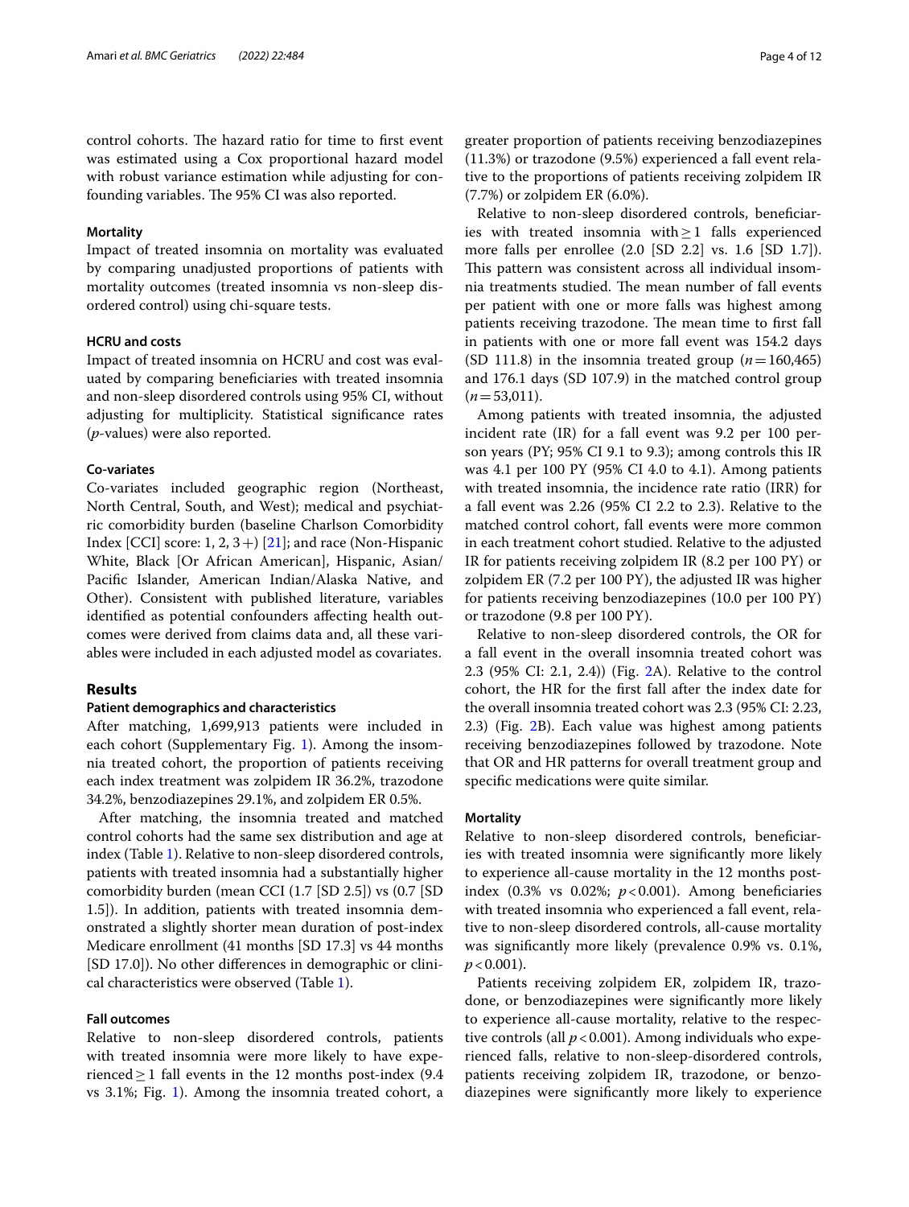control cohorts. The hazard ratio for time to first event was estimated using a Cox proportional hazard model with robust variance estimation while adjusting for confounding variables. The 95% CI was also reported.

### Mortality

Impact of treated insomnia on mortality was evaluated by comparing unadjusted proportions of patients with mortality outcomes (treated insomnia vs non-sleep disordered control) using chi-square tests.

### HCRU and costs

Impact of treated insomnia on HCRU and cost was evaluated by comparing beneficiaries with treated insomnia and non-sleep disordered controls using 95% CI, without adjusting for multiplicity. Statistical significance rates (*p*-values) were also reported.

### Co-variates

Co-variates included geographic region (Northeast, North Central, South, and West); medical and psychiatric comorbidity burden (baseline Charlson Comorbidity Index [CCI] score: 1, 2, 3+) [21]; and race (Non-Hispanic White, Black [Or African American], Hispanic, Asian/Pacific Islander, American Indian/Alaska Native, and Other). Consistent with published literature, variables identified as potential confounders affecting health outcomes were derived from claims data and, all these variables were included in each adjusted model as covariates.

## Results

### Patient demographics and characteristics

After matching, 1,699,913 patients were included in each cohort (Supplementary Fig. 1). Among the insomnia treated cohort, the proportion of patients receiving each index treatment was zolpidem IR 36.2%, trazodone 34.2%, benzodiazepines 29.1%, and zolpidem ER 0.5%.

After matching, the insomnia treated and matched control cohorts had the same sex distribution and age at index (Table 1). Relative to non-sleep disordered controls, patients with treated insomnia had a substantially higher comorbidity burden (mean CCI (1.7 [SD 2.5]) vs (0.7 [SD 1.5]). In addition, patients with treated insomnia demonstrated a slightly shorter mean duration of post-index Medicare enrollment (41 months [SD 17.3] vs 44 months [SD 17.0]). No other differences in demographic or clinical characteristics were observed (Table 1).

### Fall outcomes

Relative to non-sleep disordered controls, patients with treated insomnia were more likely to have experienced ≥ 1 fall events in the 12 months post-index (9.4 vs 3.1%; Fig. 1). Among the insomnia treated cohort, a greater proportion of patients receiving benzodiazepines (11.3%) or trazodone (9.5%) experienced a fall event relative to the proportions of patients receiving zolpidem IR (7.7%) or zolpidem ER (6.0%).

Relative to non-sleep disordered controls, beneficiaries with treated insomnia with ≥ 1 falls experienced more falls per enrollee (2.0 [SD 2.2] vs. 1.6 [SD 1.7]). This pattern was consistent across all individual insomnia treatments studied. The mean number of fall events per patient with one or more falls was highest among patients receiving trazodone. The mean time to first fall in patients with one or more fall event was 154.2 days (SD 111.8) in the insomnia treated group ($n = 160{,}465$) and 176.1 days (SD 107.9) in the matched control group ($n = 53{,}011$).

Among patients with treated insomnia, the adjusted incident rate (IR) for a fall event was 9.2 per 100 person years (PY; 95% CI 9.1 to 9.3); among controls this IR was 4.1 per 100 PY (95% CI 4.0 to 4.1). Among patients with treated insomnia, the incidence rate ratio (IRR) for a fall event was 2.26 (95% CI 2.2 to 2.3). Relative to the matched control cohort, fall events were more common in each treatment cohort studied. Relative to the adjusted IR for patients receiving zolpidem IR (8.2 per 100 PY) or zolpidem ER (7.2 per 100 PY), the adjusted IR was higher for patients receiving benzodiazepines (10.0 per 100 PY) or trazodone (9.8 per 100 PY).

Relative to non-sleep disordered controls, the OR for a fall event in the overall insomnia treated cohort was 2.3 (95% CI: 2.1, 2.4)) (Fig. 2A). Relative to the control cohort, the HR for the first fall after the index date for the overall insomnia treated cohort was 2.3 (95% CI: 2.23, 2.3) (Fig. 2B). Each value was highest among patients receiving benzodiazepines followed by trazodone. Note that OR and HR patterns for overall treatment group and specific medications were quite similar.

### Mortality

Relative to non-sleep disordered controls, beneficiaries with treated insomnia were significantly more likely to experience all-cause mortality in the 12 months post-index (0.3% vs 0.02%; $p < 0.001$). Among beneficiaries with treated insomnia who experienced a fall event, relative to non-sleep disordered controls, all-cause mortality was significantly more likely (prevalence 0.9% vs. 0.1%, $p < 0.001$).

Patients receiving zolpidem ER, zolpidem IR, trazodone, or benzodiazepines were significantly more likely to experience all-cause mortality, relative to the respective controls (all $p < 0.001$). Among individuals who experienced falls, relative to non-sleep-disordered controls, patients receiving zolpidem IR, trazodone, or benzodiazepines were significantly more likely to experience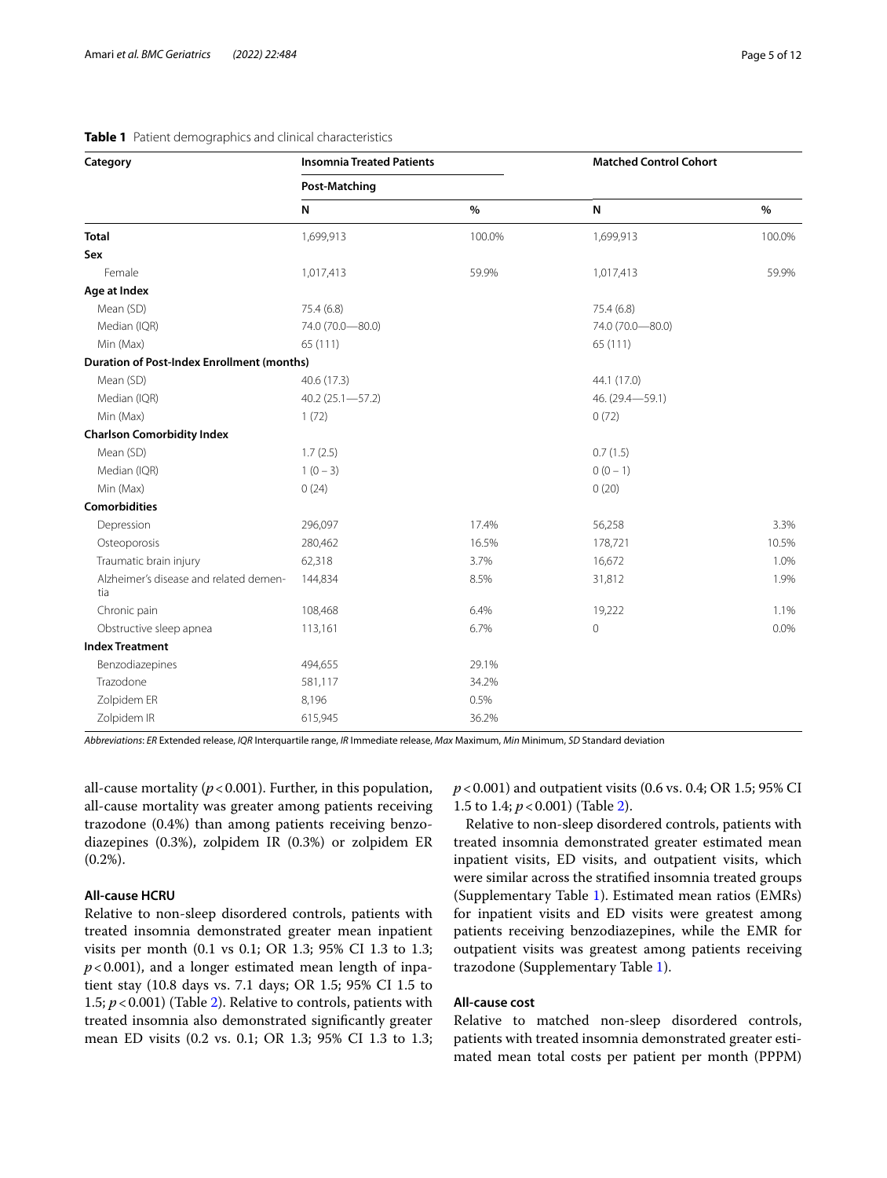**Table 1** Patient demographics and clinical characteristics

| Category | Insomnia Treated Patients | | Matched Control Cohort | |
|---|---|---|---|---|
| | Post-Matching | | | |
| | N | % | N | % |
| **Total** | 1,699,913 | 100.0% | 1,699,913 | 100.0% |
| **Sex** | | | | |
| Female | 1,017,413 | 59.9% | 1,017,413 | 59.9% |
| **Age at Index** | | | | |
| Mean (SD) | 75.4 (6.8) | | 75.4 (6.8) | |
| Median (IQR) | 74.0 (70.0—80.0) | | 74.0 (70.0—80.0) | |
| Min (Max) | 65 (111) | | 65 (111) | |
| **Duration of Post-Index Enrollment (months)** | | | | |
| Mean (SD) | 40.6 (17.3) | | 44.1 (17.0) | |
| Median (IQR) | 40.2 (25.1—57.2) | | 46. (29.4—59.1) | |
| Min (Max) | 1 (72) | | 0 (72) | |
| **Charlson Comorbidity Index** | | | | |
| Mean (SD) | 1.7 (2.5) | | 0.7 (1.5) | |
| Median (IQR) | 1 (0 – 3) | | 0 (0 – 1) | |
| Min (Max) | 0 (24) | | 0 (20) | |
| **Comorbidities** | | | | |
| Depression | 296,097 | 17.4% | 56,258 | 3.3% |
| Osteoporosis | 280,462 | 16.5% | 178,721 | 10.5% |
| Traumatic brain injury | 62,318 | 3.7% | 16,672 | 1.0% |
| Alzheimer's disease and related dementia | 144,834 | 8.5% | 31,812 | 1.9% |
| Chronic pain | 108,468 | 6.4% | 19,222 | 1.1% |
| Obstructive sleep apnea | 113,161 | 6.7% | 0 | 0.0% |
| **Index Treatment** | | | | |
| Benzodiazepines | 494,655 | 29.1% | | |
| Trazodone | 581,117 | 34.2% | | |
| Zolpidem ER | 8,196 | 0.5% | | |
| Zolpidem IR | 615,945 | 36.2% | | |

*Abbreviations*: *ER* Extended release, *IQR* Interquartile range, *IR* Immediate release, *Max* Maximum, *Min* Minimum, *SD* Standard deviation

all-cause mortality ($p < 0.001$). Further, in this population, all-cause mortality was greater among patients receiving trazodone (0.4%) than among patients receiving benzodiazepines (0.3%), zolpidem IR (0.3%) or zolpidem ER (0.2%).

### All-cause HCRU

Relative to non-sleep disordered controls, patients with treated insomnia demonstrated greater mean inpatient visits per month (0.1 vs 0.1; OR 1.3; 95% CI 1.3 to 1.3; $p < 0.001$), and a longer estimated mean length of inpatient stay (10.8 days vs. 7.1 days; OR 1.5; 95% CI 1.5 to 1.5; $p < 0.001$) (Table 2). Relative to controls, patients with treated insomnia also demonstrated significantly greater mean ED visits (0.2 vs. 0.1; OR 1.3; 95% CI 1.3 to 1.3; $p < 0.001$) and outpatient visits (0.6 vs. 0.4; OR 1.5; 95% CI 1.5 to 1.4; $p < 0.001$) (Table 2).

Relative to non-sleep disordered controls, patients with treated insomnia demonstrated greater estimated mean inpatient visits, ED visits, and outpatient visits, which were similar across the stratified insomnia treated groups (Supplementary Table 1). Estimated mean ratios (EMRs) for inpatient visits and ED visits were greatest among patients receiving benzodiazepines, while the EMR for outpatient visits was greatest among patients receiving trazodone (Supplementary Table 1).

### All-cause cost

Relative to matched non-sleep disordered controls, patients with treated insomnia demonstrated greater estimated mean total costs per patient per month (PPPM)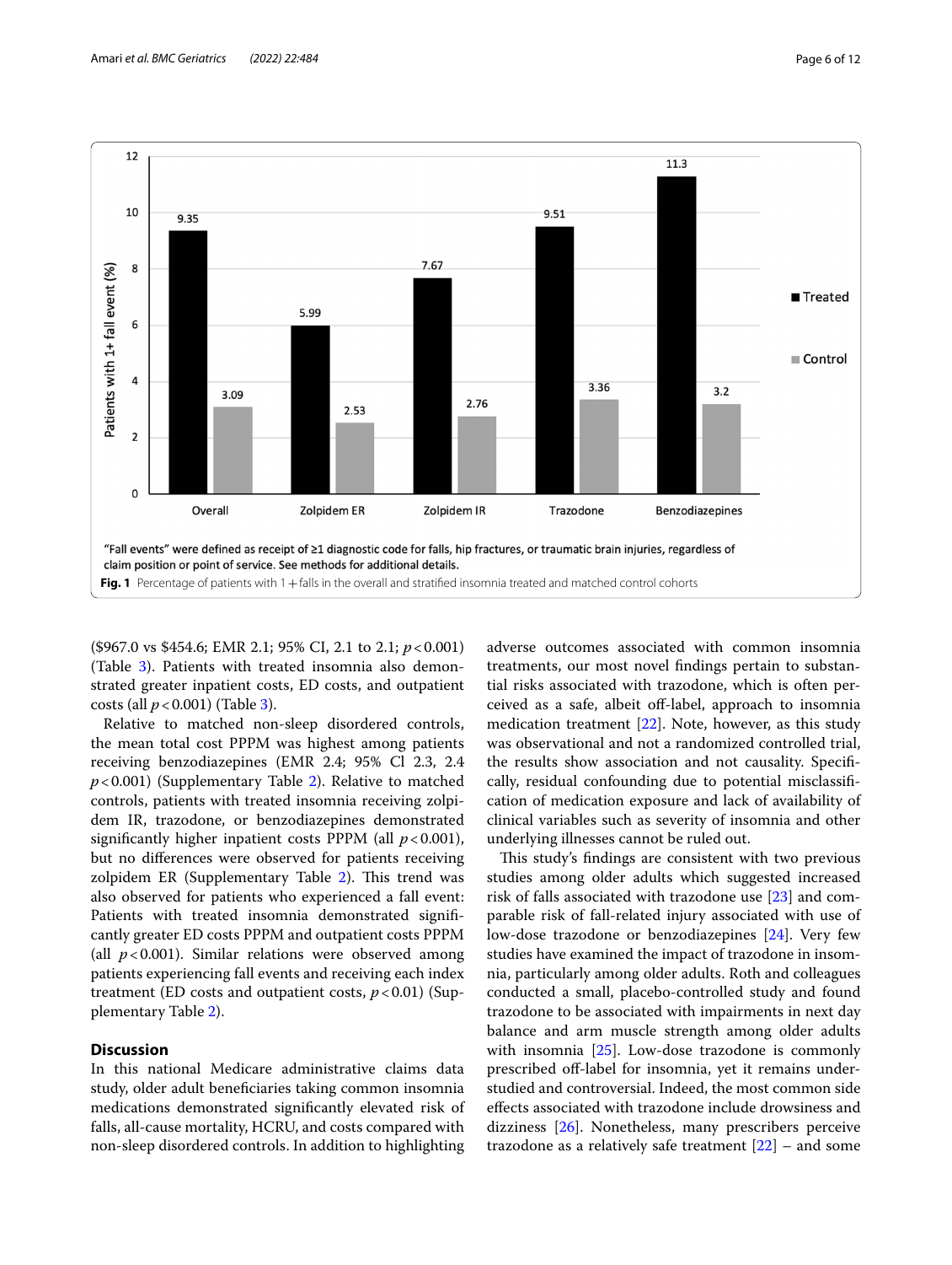"Fall events" were defined as receipt of ≥1 diagnostic code for falls, hip fractures, or traumatic brain injuries, regardless of claim position or point of service. See methods for additional details.

**Fig. 1** Percentage of patients with 1+falls in the overall and stratified insomnia treated and matched control cohorts

(\$967.0 vs \$454.6; EMR 2.1; 95% CI, 2.1 to 2.1; $p<0.001$) (Table 3). Patients with treated insomnia also demonstrated greater inpatient costs, ED costs, and outpatient costs (all $p<0.001$) (Table 3).

Relative to matched non-sleep disordered controls, the mean total cost PPPM was highest among patients receiving benzodiazepines (EMR 2.4; 95% CI 2.3, 2.4 $p<0.001$) (Supplementary Table 2). Relative to matched controls, patients with treated insomnia receiving zolpidem IR, trazodone, or benzodiazepines demonstrated significantly higher inpatient costs PPPM (all $p<0.001$), but no differences were observed for patients receiving zolpidem ER (Supplementary Table 2). This trend was also observed for patients who experienced a fall event: Patients with treated insomnia demonstrated significantly greater ED costs PPPM and outpatient costs PPPM (all $p<0.001$). Similar relations were observed among patients experiencing fall events and receiving each index treatment (ED costs and outpatient costs, $p<0.01$) (Supplementary Table 2).

## Discussion

In this national Medicare administrative claims data study, older adult beneficiaries taking common insomnia medications demonstrated significantly elevated risk of falls, all-cause mortality, HCRU, and costs compared with non-sleep disordered controls. In addition to highlighting adverse outcomes associated with common insomnia treatments, our most novel findings pertain to substantial risks associated with trazodone, which is often perceived as a safe, albeit off-label, approach to insomnia medication treatment [22]. Note, however, as this study was observational and not a randomized controlled trial, the results show association and not causality. Specifically, residual confounding due to potential misclassification of medication exposure and lack of availability of clinical variables such as severity of insomnia and other underlying illnesses cannot be ruled out.

This study's findings are consistent with two previous studies among older adults which suggested increased risk of falls associated with trazodone use [23] and comparable risk of fall-related injury associated with use of low-dose trazodone or benzodiazepines [24]. Very few studies have examined the impact of trazodone in insomnia, particularly among older adults. Roth and colleagues conducted a small, placebo-controlled study and found trazodone to be associated with impairments in next day balance and arm muscle strength among older adults with insomnia [25]. Low-dose trazodone is commonly prescribed off-label for insomnia, yet it remains understudied and controversial. Indeed, the most common side effects associated with trazodone include drowsiness and dizziness [26]. Nonetheless, many prescribers perceive trazodone as a relatively safe treatment [22] – and some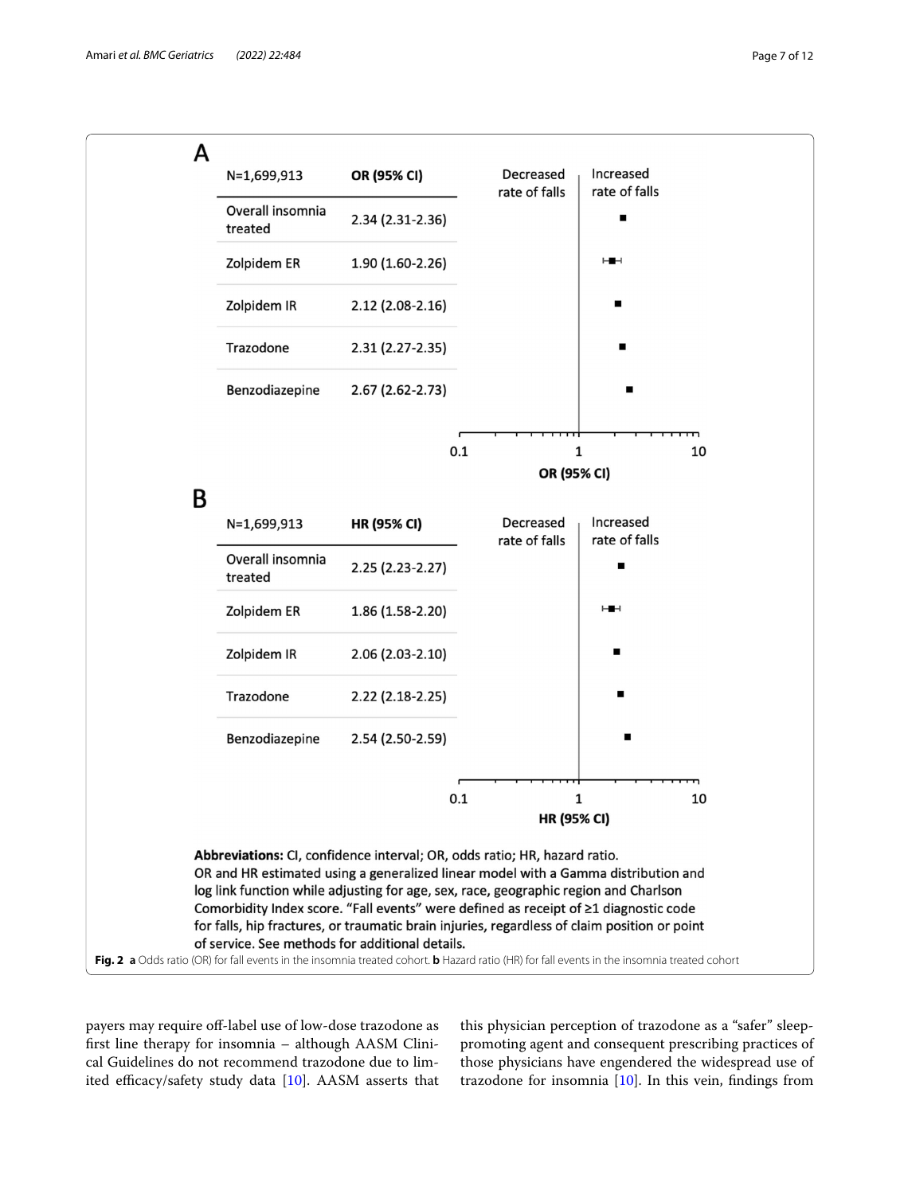**A**

| N=1,699,913 | OR (95% CI) |
|---|---|
| Overall insomnia treated | 2.34 (2.31-2.36) |
| Zolpidem ER | 1.90 (1.60-2.26) |
| Zolpidem IR | 2.12 (2.08-2.16) |
| Trazodone | 2.31 (2.27-2.35) |
| Benzodiazepine | 2.67 (2.62-2.73) |

**B**

| N=1,699,913 | HR (95% CI) |
|---|---|
| Overall insomnia treated | 2.25 (2.23-2.27) |
| Zolpidem ER | 1.86 (1.58-2.20) |
| Zolpidem IR | 2.06 (2.03-2.10) |
| Trazodone | 2.22 (2.18-2.25) |
| Benzodiazepine | 2.54 (2.50-2.59) |

**Abbreviations:** CI, confidence interval; OR, odds ratio; HR, hazard ratio.
OR and HR estimated using a generalized linear model with a Gamma distribution and log link function while adjusting for age, sex, race, geographic region and Charlson Comorbidity Index score. "Fall events" were defined as receipt of ≥1 diagnostic code for falls, hip fractures, or traumatic brain injuries, regardless of claim position or point of service. See methods for additional details.

**Fig. 2** **a** Odds ratio (OR) for fall events in the insomnia treated cohort. **b** Hazard ratio (HR) for fall events in the insomnia treated cohort

payers may require off-label use of low-dose trazodone as first line therapy for insomnia – although AASM Clinical Guidelines do not recommend trazodone due to limited efficacy/safety study data [10]. AASM asserts that this physician perception of trazodone as a "safer" sleep-promoting agent and consequent prescribing practices of those physicians have engendered the widespread use of trazodone for insomnia [10]. In this vein, findings from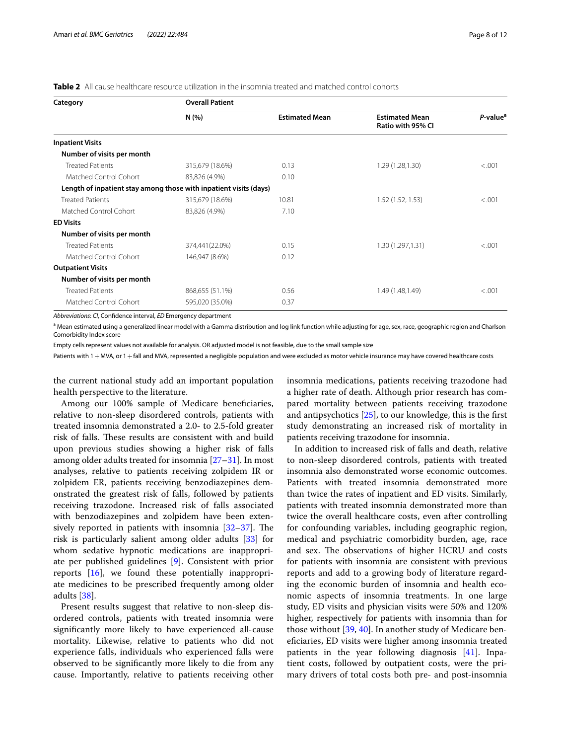**Table 2** All cause healthcare resource utilization in the insomnia treated and matched control cohorts

| Category | Overall Patient | | | |
|---|---|---|---|---|
| | N (%) | Estimated Mean | Estimated Mean Ratio with 95% CI | *P*-value[a] |
| **Inpatient Visits** | | | | |
| **Number of visits per month** | | | | |
| Treated Patients | 315,679 (18.6%) | 0.13 | 1.29 (1.28,1.30) | <.001 |
| Matched Control Cohort | 83,826 (4.9%) | 0.10 | | |
| **Length of inpatient stay among those with inpatient visits (days)** | | | | |
| Treated Patients | 315,679 (18.6%) | 10.81 | 1.52 (1.52, 1.53) | <.001 |
| Matched Control Cohort | 83,826 (4.9%) | 7.10 | | |
| **ED Visits** | | | | |
| **Number of visits per month** | | | | |
| Treated Patients | 374,441(22.0%) | 0.15 | 1.30 (1.297,1.31) | <.001 |
| Matched Control Cohort | 146,947 (8.6%) | 0.12 | | |
| **Outpatient Visits** | | | | |
| **Number of visits per month** | | | | |
| Treated Patients | 868,655 (51.1%) | 0.56 | 1.49 (1.48,1.49) | <.001 |
| Matched Control Cohort | 595,020 (35.0%) | 0.37 | | |

*Abbreviations*: *CI*, Confidence interval, *ED* Emergency department

[a] Mean estimated using a generalized linear model with a Gamma distribution and log link function while adjusting for age, sex, race, geographic region and Charlson Comorbidity Index score

Empty cells represent values not available for analysis. OR adjusted model is not feasible, due to the small sample size

Patients with 1 + MVA, or 1 + fall and MVA, represented a negligible population and were excluded as motor vehicle insurance may have covered healthcare costs

the current national study add an important population health perspective to the literature.

Among our 100% sample of Medicare beneficiaries, relative to non-sleep disordered controls, patients with treated insomnia demonstrated a 2.0- to 2.5-fold greater risk of falls. These results are consistent with and build upon previous studies showing a higher risk of falls among older adults treated for insomnia [27–31]. In most analyses, relative to patients receiving zolpidem IR or zolpidem ER, patients receiving benzodiazepines demonstrated the greatest risk of falls, followed by patients receiving trazodone. Increased risk of falls associated with benzodiazepines and zolpidem have been extensively reported in patients with insomnia [32–37]. The risk is particularly salient among older adults [33] for whom sedative hypnotic medications are inappropriate per published guidelines [9]. Consistent with prior reports [16], we found these potentially inappropriate medicines to be prescribed frequently among older adults [38].

Present results suggest that relative to non-sleep disordered controls, patients with treated insomnia were significantly more likely to have experienced all-cause mortality. Likewise, relative to patients who did not experience falls, individuals who experienced falls were observed to be significantly more likely to die from any cause. Importantly, relative to patients receiving other insomnia medications, patients receiving trazodone had a higher rate of death. Although prior research has compared mortality between patients receiving trazodone and antipsychotics [25], to our knowledge, this is the first study demonstrating an increased risk of mortality in patients receiving trazodone for insomnia.

In addition to increased risk of falls and death, relative to non-sleep disordered controls, patients with treated insomnia also demonstrated worse economic outcomes. Patients with treated insomnia demonstrated more than twice the rates of inpatient and ED visits. Similarly, patients with treated insomnia demonstrated more than twice the overall healthcare costs, even after controlling for confounding variables, including geographic region, medical and psychiatric comorbidity burden, age, race and sex. The observations of higher HCRU and costs for patients with insomnia are consistent with previous reports and add to a growing body of literature regarding the economic burden of insomnia and health economic aspects of insomnia treatments. In one large study, ED visits and physician visits were 50% and 120% higher, respectively for patients with insomnia than for those without [39, 40]. In another study of Medicare beneficiaries, ED visits were higher among insomnia treated patients in the year following diagnosis [41]. Inpatient costs, followed by outpatient costs, were the primary drivers of total costs both pre- and post-insomnia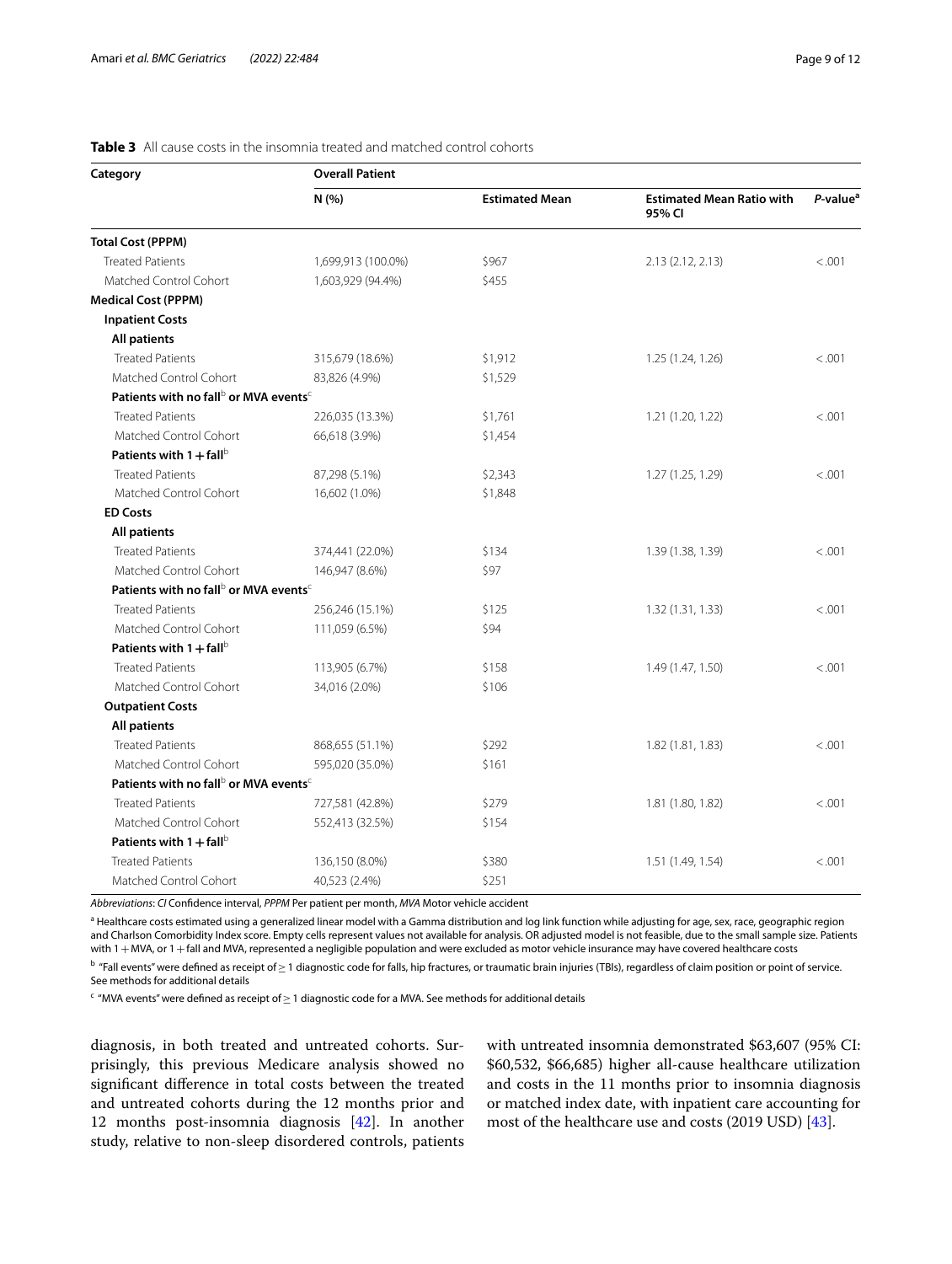**Table 3** All cause costs in the insomnia treated and matched control cohorts

| Category | Overall Patient | | | |
|---|---|---|---|---|
| | N (%) | Estimated Mean | Estimated Mean Ratio with 95% CI | *P*-value[a] |
| **Total Cost (PPPM)** | | | | |
| Treated Patients | 1,699,913 (100.0%) | $967 | 2.13 (2.12, 2.13) | <.001 |
| Matched Control Cohort | 1,603,929 (94.4%) | $455 | | |
| **Medical Cost (PPPM)** | | | | |
| **Inpatient Costs** | | | | |
| **All patients** | | | | |
| Treated Patients | 315,679 (18.6%) | $1,912 | 1.25 (1.24, 1.26) | <.001 |
| Matched Control Cohort | 83,826 (4.9%) | $1,529 | | |
| **Patients with no fall[b] or MVA events[c]** | | | | |
| Treated Patients | 226,035 (13.3%) | $1,761 | 1.21 (1.20, 1.22) | <.001 |
| Matched Control Cohort | 66,618 (3.9%) | $1,454 | | |
| **Patients with 1 + fall[b]** | | | | |
| Treated Patients | 87,298 (5.1%) | $2,343 | 1.27 (1.25, 1.29) | <.001 |
| Matched Control Cohort | 16,602 (1.0%) | $1,848 | | |
| **ED Costs** | | | | |
| **All patients** | | | | |
| Treated Patients | 374,441 (22.0%) | $134 | 1.39 (1.38, 1.39) | <.001 |
| Matched Control Cohort | 146,947 (8.6%) | $97 | | |
| **Patients with no fall[b] or MVA events[c]** | | | | |
| Treated Patients | 256,246 (15.1%) | $125 | 1.32 (1.31, 1.33) | <.001 |
| Matched Control Cohort | 111,059 (6.5%) | $94 | | |
| **Patients with 1 + fall[b]** | | | | |
| Treated Patients | 113,905 (6.7%) | $158 | 1.49 (1.47, 1.50) | <.001 |
| Matched Control Cohort | 34,016 (2.0%) | $106 | | |
| **Outpatient Costs** | | | | |
| **All patients** | | | | |
| Treated Patients | 868,655 (51.1%) | $292 | 1.82 (1.81, 1.83) | <.001 |
| Matched Control Cohort | 595,020 (35.0%) | $161 | | |
| **Patients with no fall[b] or MVA events[c]** | | | | |
| Treated Patients | 727,581 (42.8%) | $279 | 1.81 (1.80, 1.82) | <.001 |
| Matched Control Cohort | 552,413 (32.5%) | $154 | | |
| **Patients with 1 + fall[b]** | | | | |
| Treated Patients | 136,150 (8.0%) | $380 | 1.51 (1.49, 1.54) | <.001 |
| Matched Control Cohort | 40,523 (2.4%) | $251 | | |

*Abbreviations*: *CI* Confidence interval, *PPPM* Per patient per month, *MVA* Motor vehicle accident

[a] Healthcare costs estimated using a generalized linear model with a Gamma distribution and log link function while adjusting for age, sex, race, geographic region and Charlson Comorbidity Index score. Empty cells represent values not available for analysis. OR adjusted model is not feasible, due to the small sample size. Patients with 1 + MVA, or 1 + fall and MVA, represented a negligible population and were excluded as motor vehicle insurance may have covered healthcare costs

[b] "Fall events" were defined as receipt of ≥ 1 diagnostic code for falls, hip fractures, or traumatic brain injuries (TBIs), regardless of claim position or point of service. See methods for additional details

[c] "MVA events" were defined as receipt of ≥ 1 diagnostic code for a MVA. See methods for additional details

diagnosis, in both treated and untreated cohorts. Surprisingly, this previous Medicare analysis showed no significant difference in total costs between the treated and untreated cohorts during the 12 months prior and 12 months post-insomnia diagnosis [42]. In another study, relative to non-sleep disordered controls, patients with untreated insomnia demonstrated $63,607 (95% CI: $60,532, $66,685) higher all-cause healthcare utilization and costs in the 11 months prior to insomnia diagnosis or matched index date, with inpatient care accounting for most of the healthcare use and costs (2019 USD) [43].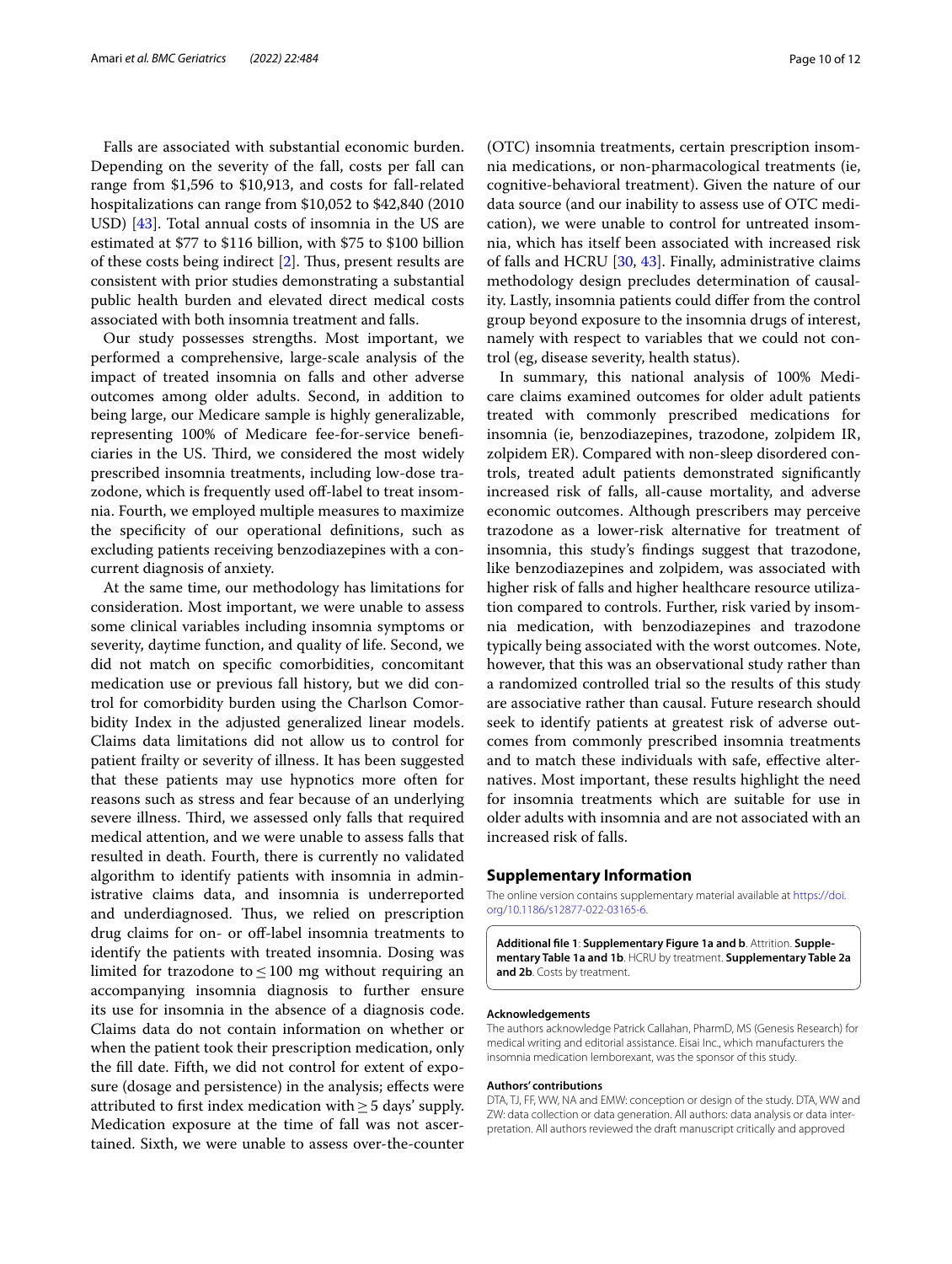Falls are associated with substantial economic burden. Depending on the severity of the fall, costs per fall can range from $1,596 to $10,913, and costs for fall-related hospitalizations can range from $10,052 to $42,840 (2010 USD) [43]. Total annual costs of insomnia in the US are estimated at $77 to $116 billion, with $75 to $100 billion of these costs being indirect [2]. Thus, present results are consistent with prior studies demonstrating a substantial public health burden and elevated direct medical costs associated with both insomnia treatment and falls.

Our study possesses strengths. Most important, we performed a comprehensive, large-scale analysis of the impact of treated insomnia on falls and other adverse outcomes among older adults. Second, in addition to being large, our Medicare sample is highly generalizable, representing 100% of Medicare fee-for-service beneficiaries in the US. Third, we considered the most widely prescribed insomnia treatments, including low-dose trazodone, which is frequently used off-label to treat insomnia. Fourth, we employed multiple measures to maximize the specificity of our operational definitions, such as excluding patients receiving benzodiazepines with a concurrent diagnosis of anxiety.

At the same time, our methodology has limitations for consideration. Most important, we were unable to assess some clinical variables including insomnia symptoms or severity, daytime function, and quality of life. Second, we did not match on specific comorbidities, concomitant medication use or previous fall history, but we did control for comorbidity burden using the Charlson Comorbidity Index in the adjusted generalized linear models. Claims data limitations did not allow us to control for patient frailty or severity of illness. It has been suggested that these patients may use hypnotics more often for reasons such as stress and fear because of an underlying severe illness. Third, we assessed only falls that required medical attention, and we were unable to assess falls that resulted in death. Fourth, there is currently no validated algorithm to identify patients with insomnia in administrative claims data, and insomnia is underreported and underdiagnosed. Thus, we relied on prescription drug claims for on- or off-label insomnia treatments to identify the patients with treated insomnia. Dosing was limited for trazodone to ≤ 100 mg without requiring an accompanying insomnia diagnosis to further ensure its use for insomnia in the absence of a diagnosis code. Claims data do not contain information on whether or when the patient took their prescription medication, only the fill date. Fifth, we did not control for extent of exposure (dosage and persistence) in the analysis; effects were attributed to first index medication with ≥ 5 days' supply. Medication exposure at the time of fall was not ascertained. Sixth, we were unable to assess over-the-counter (OTC) insomnia treatments, certain prescription insomnia medications, or non-pharmacological treatments (ie, cognitive-behavioral treatment). Given the nature of our data source (and our inability to assess use of OTC medication), we were unable to control for untreated insomnia, which has itself been associated with increased risk of falls and HCRU [30, 43]. Finally, administrative claims methodology design precludes determination of causality. Lastly, insomnia patients could differ from the control group beyond exposure to the insomnia drugs of interest, namely with respect to variables that we could not control (eg, disease severity, health status).

In summary, this national analysis of 100% Medicare claims examined outcomes for older adult patients treated with commonly prescribed medications for insomnia (ie, benzodiazepines, trazodone, zolpidem IR, zolpidem ER). Compared with non-sleep disordered controls, treated adult patients demonstrated significantly increased risk of falls, all-cause mortality, and adverse economic outcomes. Although prescribers may perceive trazodone as a lower-risk alternative for treatment of insomnia, this study's findings suggest that trazodone, like benzodiazepines and zolpidem, was associated with higher risk of falls and higher healthcare resource utilization compared to controls. Further, risk varied by insomnia medication, with benzodiazepines and trazodone typically being associated with the worst outcomes. Note, however, that this was an observational study rather than a randomized controlled trial so the results of this study are associative rather than causal. Future research should seek to identify patients at greatest risk of adverse outcomes from commonly prescribed insomnia treatments and to match these individuals with safe, effective alternatives. Most important, these results highlight the need for insomnia treatments which are suitable for use in older adults with insomnia and are not associated with an increased risk of falls.

## Supplementary Information

The online version contains supplementary material available at https://doi.org/10.1186/s12877-022-03165-6.

**Additional file 1**: **Supplementary Figure 1a and b**. Attrition. **Supplementary Table 1a and 1b**. HCRU by treatment. **Supplementary Table 2a and 2b**. Costs by treatment.

#### Acknowledgements

The authors acknowledge Patrick Callahan, PharmD, MS (Genesis Research) for medical writing and editorial assistance. Eisai Inc., which manufactures the insomnia medication lemborexant, was the sponsor of this study.

#### Authors' contributions

DTA, TJ, FF, WW, NA and EMW: conception or design of the study. DTA, WW and ZW: data collection or data generation. All authors: data analysis or data interpretation. All authors reviewed the draft manuscript critically and approved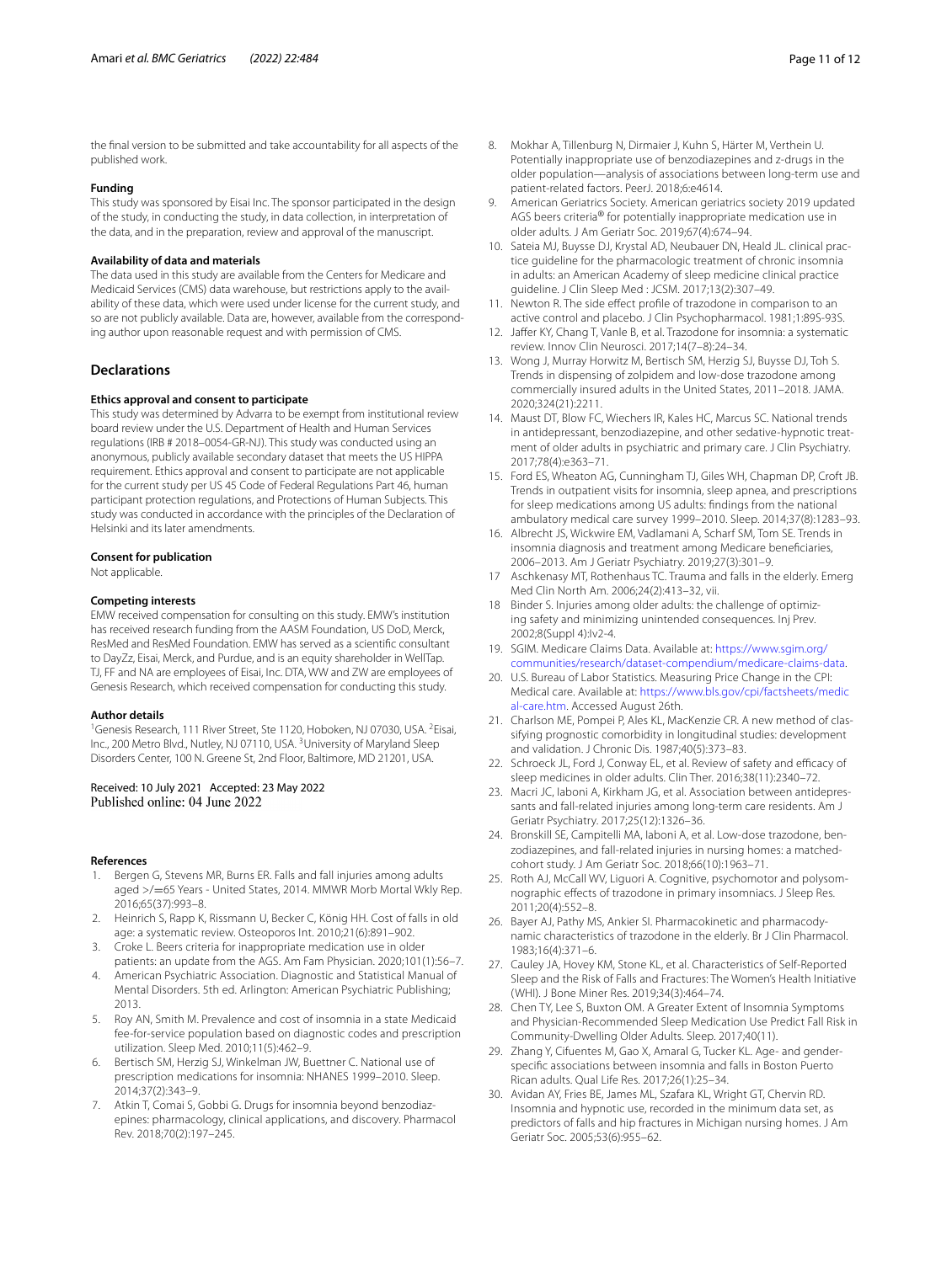the final version to be submitted and take accountability for all aspects of the published work.

#### Funding

This study was sponsored by Eisai Inc. The sponsor participated in the design of the study, in conducting the study, in data collection, in interpretation of the data, and in the preparation, review and approval of the manuscript.

#### Availability of data and materials

The data used in this study are available from the Centers for Medicare and Medicaid Services (CMS) data warehouse, but restrictions apply to the availability of these data, which were used under license for the current study, and so are not publicly available. Data are, however, available from the corresponding author upon reasonable request and with permission of CMS.

## Declarations

#### Ethics approval and consent to participate

This study was determined by Advarra to be exempt from institutional review board review under the U.S. Department of Health and Human Services regulations (IRB # 2018–0054-GR-NJ). This study was conducted using an anonymous, publicly available secondary dataset that meets the US HIPPA requirement. Ethics approval and consent to participate are not applicable for the current study per US 45 Code of Federal Regulations Part 46, human participant protection regulations, and Protections of Human Subjects. This study was conducted in accordance with the principles of the Declaration of Helsinki and its later amendments.

#### Consent for publication

Not applicable.

#### Competing interests

EMW received compensation for consulting on this study. EMW's institution has received research funding from the AASM Foundation, US DoD, Merck, ResMed and ResMed Foundation. EMW has served as a scientific consultant to DayZz, Eisai, Merck, and Purdue, and is an equity shareholder in WellTap. TJ, FF and NA are employees of Eisai, Inc. DTA, WW and ZW are employees of Genesis Research, which received compensation for conducting this study.

#### Author details

[1]Genesis Research, 111 River Street, Ste 1120, Hoboken, NJ 07030, USA. [2]Eisai, Inc., 200 Metro Blvd., Nutley, NJ 07110, USA. [3]University of Maryland Sleep Disorders Center, 100 N. Greene St, 2nd Floor, Baltimore, MD 21201, USA.

Received: 10 July 2021 Accepted: 23 May 2022
Published online: 04 June 2022

#### References

1. Bergen G, Stevens MR, Burns ER. Falls and fall injuries among adults aged >/=65 Years - United States, 2014. MMWR Morb Mortal Wkly Rep. 2016;65(37):993–8.
2. Heinrich S, Rapp K, Rissmann U, Becker C, König HH. Cost of falls in old age: a systematic review. Osteoporos Int. 2010;21(6):891–902.
3. Croke L. Beers criteria for inappropriate medication use in older patients: an update from the AGS. Am Fam Physician. 2020;101(1):56–7.
4. American Psychiatric Association. Diagnostic and Statistical Manual of Mental Disorders. 5th ed. Arlington: American Psychiatric Publishing; 2013.
5. Roy AN, Smith M. Prevalence and cost of insomnia in a state Medicaid fee-for-service population based on diagnostic codes and prescription utilization. Sleep Med. 2010;11(5):462–9.
6. Bertisch SM, Herzig SJ, Winkelman JW, Buettner C. National use of prescription medications for insomnia: NHANES 1999–2010. Sleep. 2014;37(2):343–9.
7. Atkin T, Comai S, Gobbi G. Drugs for insomnia beyond benzodiazepines: pharmacology, clinical applications, and discovery. Pharmacol Rev. 2018;70(2):197–245.
8. Mokhar A, Tillenburg N, Dirmaier J, Kuhn S, Härter M, Verthein U. Potentially inappropriate use of benzodiazepines and z-drugs in the older population—analysis of associations between long-term use and patient-related factors. PeerJ. 2018;6:e4614.
9. American Geriatrics Society. American geriatrics society 2019 updated AGS beers criteria® for potentially inappropriate medication use in older adults. J Am Geriatr Soc. 2019;67(4):674–94.
10. Sateia MJ, Buysse DJ, Krystal AD, Neubauer DN, Heald JL. clinical practice guideline for the pharmacologic treatment of chronic insomnia in adults: an American Academy of sleep medicine clinical practice guideline. J Clin Sleep Med : JCSM. 2017;13(2):307–49.
11. Newton R. The side effect profile of trazodone in comparison to an active control and placebo. J Clin Psychopharmacol. 1981;1:89S-93S.
12. Jaffer KY, Chang T, Vanle B, et al. Trazodone for insomnia: a systematic review. Innov Clin Neurosci. 2017;14(7–8):24–34.
13. Wong J, Murray Horwitz M, Bertisch SM, Herzig SJ, Buysse DJ, Toh S. Trends in dispensing of zolpidem and low-dose trazodone among commercially insured adults in the United States, 2011–2018. JAMA. 2020;324(21):2211.
14. Maust DT, Blow FC, Wiechers IR, Kales HC, Marcus SC. National trends in antidepressant, benzodiazepine, and other sedative-hypnotic treatment of older adults in psychiatric and primary care. J Clin Psychiatry. 2017;78(4):e363–71.
15. Ford ES, Wheaton AG, Cunningham TJ, Giles WH, Chapman DP, Croft JB. Trends in outpatient visits for insomnia, sleep apnea, and prescriptions for sleep medications among US adults: findings from the national ambulatory medical care survey 1999–2010. Sleep. 2014;37(8):1283–93.
16. Albrecht JS, Wickwire EM, Vadlamani A, Scharf SM, Tom SE. Trends in insomnia diagnosis and treatment among Medicare beneficiaries, 2006–2013. Am J Geriatr Psychiatry. 2019;27(3):301–9.
17. Aschkenasy MT, Rothenhaus TC. Trauma and falls in the elderly. Emerg Med Clin North Am. 2006;24(2):413–32, vii.
18. Binder S. Injuries among older adults: the challenge of optimizing safety and minimizing unintended consequences. Inj Prev. 2002;8(Suppl 4):Iv2-4.
19. SGIM. Medicare Claims Data. Available at: https://www.sgim.org/communities/research/dataset-compendium/medicare-claims-data.
20. U.S. Bureau of Labor Statistics. Measuring Price Change in the CPI: Medical care. Available at: https://www.bls.gov/cpi/factsheets/medical-care.htm. Accessed August 26th.
21. Charlson ME, Pompei P, Ales KL, MacKenzie CR. A new method of classifying prognostic comorbidity in longitudinal studies: development and validation. J Chronic Dis. 1987;40(5):373–83.
22. Schroeck JL, Ford J, Conway EL, et al. Review of safety and efficacy of sleep medicines in older adults. Clin Ther. 2016;38(11):2340–72.
23. Macri JC, Iaboni A, Kirkham JG, et al. Association between antidepressants and fall-related injuries among long-term care residents. Am J Geriatr Psychiatry. 2017;25(12):1326–36.
24. Bronskill SE, Campitelli MA, Iaboni A, et al. Low-dose trazodone, benzodiazepines, and fall-related injuries in nursing homes: a matched-cohort study. J Am Geriatr Soc. 2018;66(10):1963–71.
25. Roth AJ, McCall WV, Liguori A. Cognitive, psychomotor and polysomnographic effects of trazodone in primary insomniacs. J Sleep Res. 2011;20(4):552–8.
26. Bayer AJ, Pathy MS, Ankier SI. Pharmacokinetic and pharmacodynamic characteristics of trazodone in the elderly. Br J Clin Pharmacol. 1983;16(4):371–6.
27. Cauley JA, Hovey KM, Stone KL, et al. Characteristics of Self-Reported Sleep and the Risk of Falls and Fractures: The Women's Health Initiative (WHI). J Bone Miner Res. 2019;34(3):464–74.
28. Chen TY, Lee S, Buxton OM. A Greater Extent of Insomnia Symptoms and Physician-Recommended Sleep Medication Use Predict Fall Risk in Community-Dwelling Older Adults. Sleep. 2017;40(11).
29. Zhang Y, Cifuentes M, Gao X, Amaral G, Tucker KL. Age- and gender-specific associations between insomnia and falls in Boston Puerto Rican adults. Qual Life Res. 2017;26(1):25–34.
30. Avidan AY, Fries BE, James ML, Szafara KL, Wright GT, Chervin RD. Insomnia and hypnotic use, recorded in the minimum data set, as predictors of falls and hip fractures in Michigan nursing homes. J Am Geriatr Soc. 2005;53(6):955–62.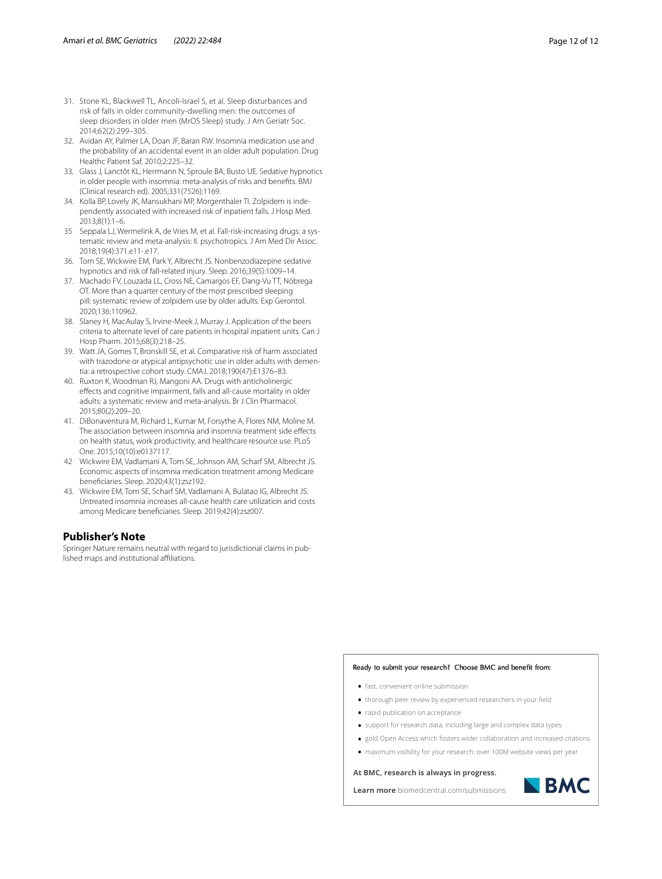31. Stone KL, Blackwell TL, Ancoli-Israel S, et al. Sleep disturbances and risk of falls in older community-dwelling men: the outcomes of sleep disorders in older men (MrOS Sleep) study. J Am Geriatr Soc. 2014;62(2):299–305.
32. Avidan AY, Palmer LA, Doan JF, Baran RW. Insomnia medication use and the probability of an accidental event in an older adult population. Drug Healthc Patient Saf. 2010;2:225–32.
33. Glass J, Lanctôt KL, Herrmann N, Sproule BA, Busto UE. Sedative hypnotics in older people with insomnia: meta-analysis of risks and benefits. BMJ (Clinical research ed). 2005;331(7526):1169.
34. Kolla BP, Lovely JK, Mansukhani MP, Morgenthaler TI. Zolpidem is independently associated with increased risk of inpatient falls. J Hosp Med. 2013;8(1):1–6.
35. Seppala LJ, Wermelink A, de Vries M, et al. Fall-risk-increasing drugs: a systematic review and meta-analysis: II. psychotropics. J Am Med Dir Assoc. 2018;19(4):371.e11-.e17.
36. Tom SE, Wickwire EM, Park Y, Albrecht JS. Nonbenzodiazepine sedative hypnotics and risk of fall-related injury. Sleep. 2016;39(5):1009–14.
37. Machado FV, Louzada LL, Cross NE, Camargos EF, Dang-Vu TT, Nóbrega OT. More than a quarter century of the most prescribed sleeping pill: systematic review of zolpidem use by older adults. Exp Gerontol. 2020;136:110962.
38. Slaney H, MacAulay S, Irvine-Meek J, Murray J. Application of the beers criteria to alternate level of care patients in hospital inpatient units. Can J Hosp Pharm. 2015;68(3):218–25.
39. Watt JA, Gomes T, Bronskill SE, et al. Comparative risk of harm associated with trazodone or atypical antipsychotic use in older adults with dementia: a retrospective cohort study. CMAJ. 2018;190(47):E1376–83.
40. Ruxton K, Woodman RJ, Mangoni AA. Drugs with anticholinergic effects and cognitive impairment, falls and all-cause mortality in older adults: a systematic review and meta-analysis. Br J Clin Pharmacol. 2015;80(2):209–20.
41. DiBonaventura M, Richard L, Kumar M, Forsythe A, Flores NM, Moline M. The association between insomnia and insomnia treatment side effects on health status, work productivity, and healthcare resource use. PLoS One. 2015;10(10):e0137117.
42. Wickwire EM, Vadlamani A, Tom SE, Johnson AM, Scharf SM, Albrecht JS. Economic aspects of insomnia medication treatment among Medicare beneficiaries. Sleep. 2020;43(1):zsz192.
43. Wickwire EM, Tom SE, Scharf SM, Vadlamani A, Bulatao IG, Albrecht JS. Untreated insomnia increases all-cause health care utilization and costs among Medicare beneficiaries. Sleep. 2019;42(4):zsz007.

## Publisher's Note

Springer Nature remains neutral with regard to jurisdictional claims in published maps and institutional affiliations.

Ready to submit your research? Choose BMC and benefit from:

- fast, convenient online submission
- thorough peer review by experienced researchers in your field
- rapid publication on acceptance
- support for research data, including large and complex data types
- gold Open Access which fosters wider collaboration and increased citations
- maximum visibility for your research: over 100M website views per year

**At BMC, research is always in progress.**

**Learn more** biomedcentral.com/submissions

BMC